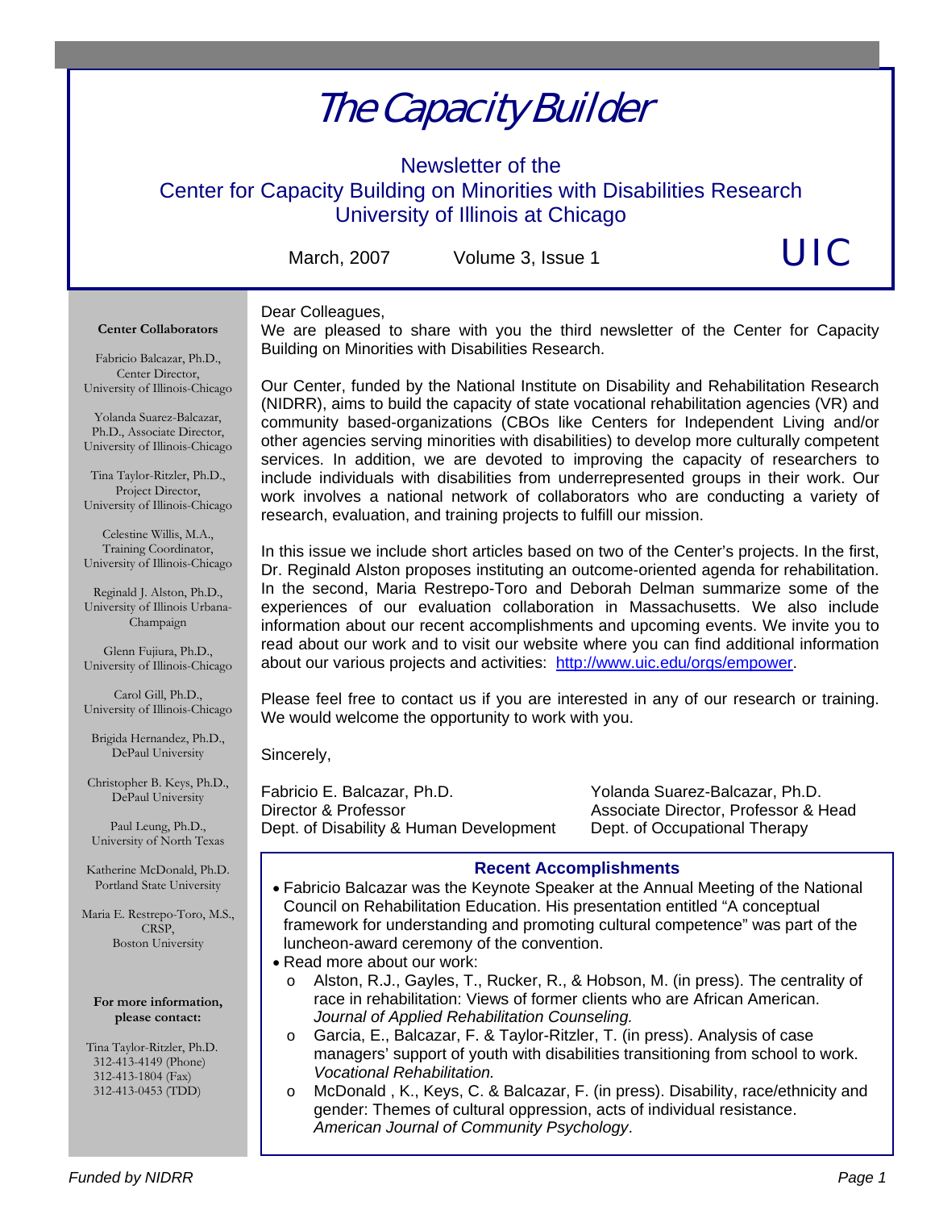# The Capacity Builder

Newsletter of the
Center for Capacity Building on Minorities with Disabilities Research
University of Illinois at Chicago

March, 2007 Volume 3, Issue 1

UIC

Dear Colleagues,

We are pleased to share with you the third newsletter of the Center for Capacity Building on Minorities with Disabilities Research.

Our Center, funded by the National Institute on Disability and Rehabilitation Research (NIDRR), aims to build the capacity of state vocational rehabilitation agencies (VR) and community based-organizations (CBOs like Centers for Independent Living and/or other agencies serving minorities with disabilities) to develop more culturally competent services. In addition, we are devoted to improving the capacity of researchers to include individuals with disabilities from underrepresented groups in their work. Our work involves a national network of collaborators who are conducting a variety of research, evaluation, and training projects to fulfill our mission.

In this issue we include short articles based on two of the Center's projects. In the first, Dr. Reginald Alston proposes instituting an outcome-oriented agenda for rehabilitation. In the second, Maria Restrepo-Toro and Deborah Delman summarize some of the experiences of our evaluation collaboration in Massachusetts. We also include information about our recent accomplishments and upcoming events. We invite you to read about our work and to visit our website where you can find additional information about our various projects and activities: http://www.uic.edu/orgs/empower.

Please feel free to contact us if you are interested in any of our research or training. We would welcome the opportunity to work with you.

Sincerely,

Fabricio E. Balcazar, Ph.D.
Director & Professor
Dept. of Disability & Human Development

Yolanda Suarez-Balcazar, Ph.D.
Associate Director, Professor & Head
Dept. of Occupational Therapy

## Recent Accomplishments

- Fabricio Balcazar was the Keynote Speaker at the Annual Meeting of the National Council on Rehabilitation Education. His presentation entitled "A conceptual framework for understanding and promoting cultural competence" was part of the luncheon-award ceremony of the convention.
- Read more about our work:
  - Alston, R.J., Gayles, T., Rucker, R., & Hobson, M. (in press). The centrality of race in rehabilitation: Views of former clients who are African American. *Journal of Applied Rehabilitation Counseling.*
  - Garcia, E., Balcazar, F. & Taylor-Ritzler, T. (in press). Analysis of case managers' support of youth with disabilities transitioning from school to work. *Vocational Rehabilitation.*
  - McDonald , K., Keys, C. & Balcazar, F. (in press). Disability, race/ethnicity and gender: Themes of cultural oppression, acts of individual resistance. *American Journal of Community Psychology*.

**Center Collaborators**

Fabricio Balcazar, Ph.D., Center Director, University of Illinois-Chicago

Yolanda Suarez-Balcazar, Ph.D., Associate Director, University of Illinois-Chicago

Tina Taylor-Ritzler, Ph.D., Project Director, University of Illinois-Chicago

Celestine Willis, M.A., Training Coordinator, University of Illinois-Chicago

Reginald J. Alston, Ph.D., University of Illinois Urbana-Champaign

Glenn Fujiura, Ph.D., University of Illinois-Chicago

Carol Gill, Ph.D., University of Illinois-Chicago

Brigida Hernandez, Ph.D., DePaul University

Christopher B. Keys, Ph.D., DePaul University

Paul Leung, Ph.D., University of North Texas

Katherine McDonald, Ph.D. Portland State University

Maria E. Restrepo-Toro, M.S., CRSP, Boston University

**For more information, please contact:**

Tina Taylor-Ritzler, Ph.D.
312-413-4149 (Phone)
312-413-1804 (Fax)
312-413-0453 (TDD)

*Funded by NIDRR*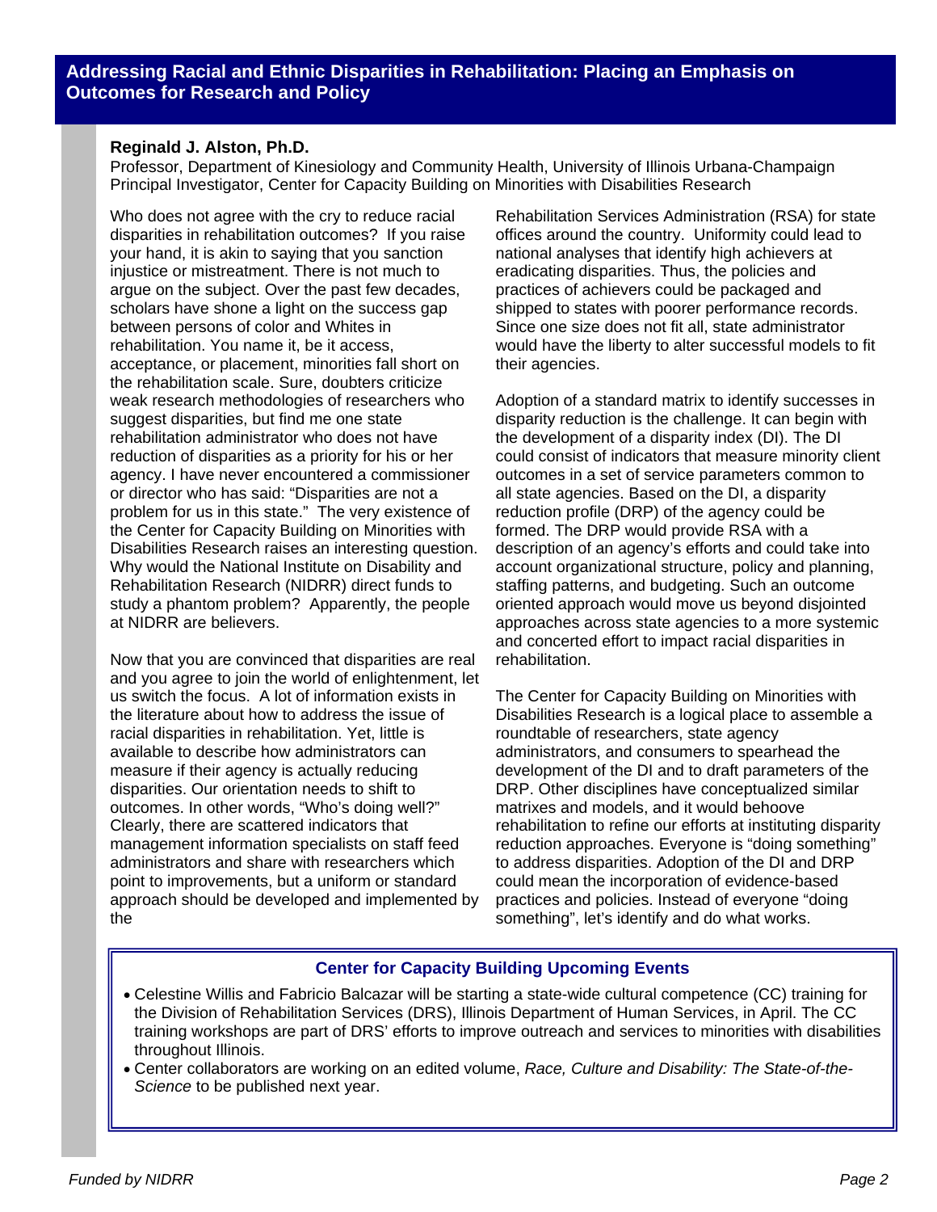## Addressing Racial and Ethnic Disparities in Rehabilitation: Placing an Emphasis on Outcomes for Research and Policy

**Reginald J. Alston, Ph.D.**
Professor, Department of Kinesiology and Community Health, University of Illinois Urbana-Champaign
Principal Investigator, Center for Capacity Building on Minorities with Disabilities Research

Who does not agree with the cry to reduce racial disparities in rehabilitation outcomes? If you raise your hand, it is akin to saying that you sanction injustice or mistreatment. There is not much to argue on the subject. Over the past few decades, scholars have shone a light on the success gap between persons of color and Whites in rehabilitation. You name it, be it access, acceptance, or placement, minorities fall short on the rehabilitation scale. Sure, doubters criticize weak research methodologies of researchers who suggest disparities, but find me one state rehabilitation administrator who does not have reduction of disparities as a priority for his or her agency. I have never encountered a commissioner or director who has said: "Disparities are not a problem for us in this state." The very existence of the Center for Capacity Building on Minorities with Disabilities Research raises an interesting question. Why would the National Institute on Disability and Rehabilitation Research (NIDRR) direct funds to study a phantom problem? Apparently, the people at NIDRR are believers.

Now that you are convinced that disparities are real and you agree to join the world of enlightenment, let us switch the focus. A lot of information exists in the literature about how to address the issue of racial disparities in rehabilitation. Yet, little is available to describe how administrators can measure if their agency is actually reducing disparities. Our orientation needs to shift to outcomes. In other words, "Who's doing well?" Clearly, there are scattered indicators that management information specialists on staff feed administrators and share with researchers which point to improvements, but a uniform or standard approach should be developed and implemented by the Rehabilitation Services Administration (RSA) for state offices around the country. Uniformity could lead to national analyses that identify high achievers at eradicating disparities. Thus, the policies and practices of achievers could be packaged and shipped to states with poorer performance records. Since one size does not fit all, state administrator would have the liberty to alter successful models to fit their agencies.

Adoption of a standard matrix to identify successes in disparity reduction is the challenge. It can begin with the development of a disparity index (DI). The DI could consist of indicators that measure minority client outcomes in a set of service parameters common to all state agencies. Based on the DI, a disparity reduction profile (DRP) of the agency could be formed. The DRP would provide RSA with a description of an agency's efforts and could take into account organizational structure, policy and planning, staffing patterns, and budgeting. Such an outcome oriented approach would move us beyond disjointed approaches across state agencies to a more systemic and concerted effort to impact racial disparities in rehabilitation.

The Center for Capacity Building on Minorities with Disabilities Research is a logical place to assemble a roundtable of researchers, state agency administrators, and consumers to spearhead the development of the DI and to draft parameters of the DRP. Other disciplines have conceptualized similar matrixes and models, and it would behoove rehabilitation to refine our efforts at instituting disparity reduction approaches. Everyone is "doing something" to address disparities. Adoption of the DI and DRP could mean the incorporation of evidence-based practices and policies. Instead of everyone "doing something", let's identify and do what works.

### Center for Capacity Building Upcoming Events

- Celestine Willis and Fabricio Balcazar will be starting a state-wide cultural competence (CC) training for the Division of Rehabilitation Services (DRS), Illinois Department of Human Services, in April. The CC training workshops are part of DRS' efforts to improve outreach and services to minorities with disabilities throughout Illinois.
- Center collaborators are working on an edited volume, *Race, Culture and Disability: The State-of-the-Science* to be published next year.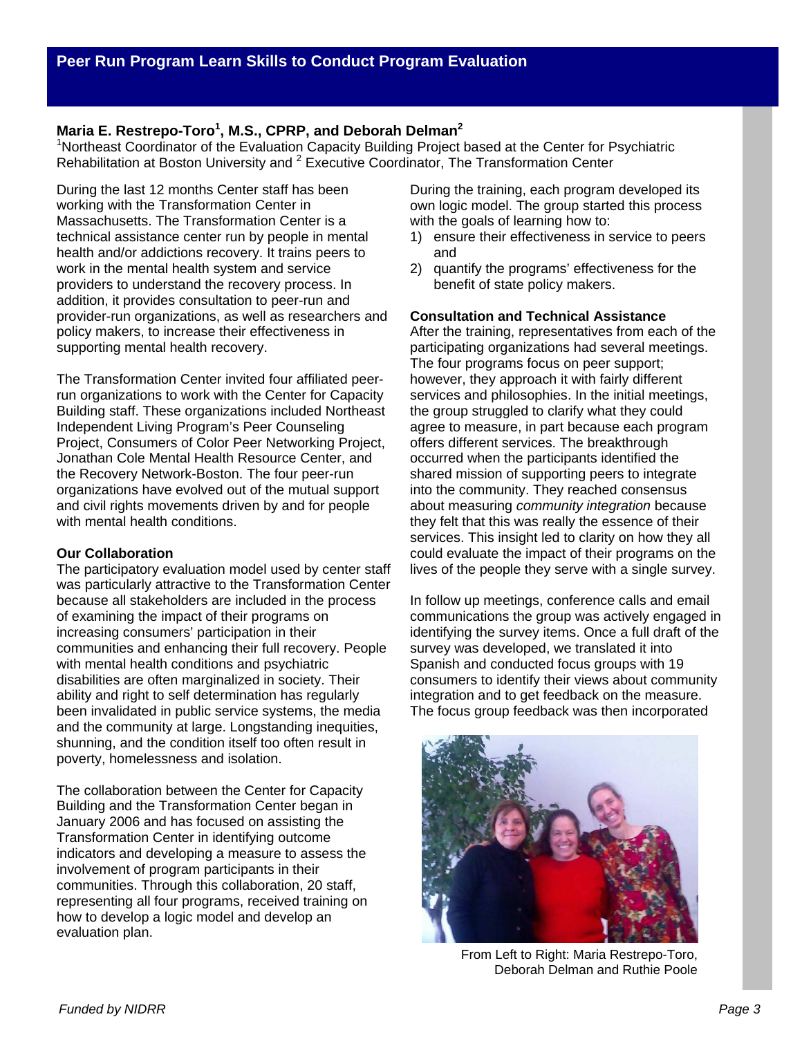## Peer Run Program Learn Skills to Conduct Program Evaluation

**Maria E. Restrepo-Toro[1], M.S., CPRP, and Deborah Delman[2]**
[1]Northeast Coordinator of the Evaluation Capacity Building Project based at the Center for Psychiatric Rehabilitation at Boston University and [2] Executive Coordinator, The Transformation Center

During the last 12 months Center staff has been working with the Transformation Center in Massachusetts. The Transformation Center is a technical assistance center run by people in mental health and/or addictions recovery. It trains peers to work in the mental health system and service providers to understand the recovery process. In addition, it provides consultation to peer-run and provider-run organizations, as well as researchers and policy makers, to increase their effectiveness in supporting mental health recovery.

The Transformation Center invited four affiliated peer-run organizations to work with the Center for Capacity Building staff. These organizations included Northeast Independent Living Program's Peer Counseling Project, Consumers of Color Peer Networking Project, Jonathan Cole Mental Health Resource Center, and the Recovery Network-Boston. The four peer-run organizations have evolved out of the mutual support and civil rights movements driven by and for people with mental health conditions.

**Our Collaboration**
The participatory evaluation model used by center staff was particularly attractive to the Transformation Center because all stakeholders are included in the process of examining the impact of their programs on increasing consumers' participation in their communities and enhancing their full recovery. People with mental health conditions and psychiatric disabilities are often marginalized in society. Their ability and right to self determination has regularly been invalidated in public service systems, the media and the community at large. Longstanding inequities, shunning, and the condition itself too often result in poverty, homelessness and isolation.

The collaboration between the Center for Capacity Building and the Transformation Center began in January 2006 and has focused on assisting the Transformation Center in identifying outcome indicators and developing a measure to assess the involvement of program participants in their communities. Through this collaboration, 20 staff, representing all four programs, received training on how to develop a logic model and develop an evaluation plan.

During the training, each program developed its own logic model. The group started this process with the goals of learning how to:

1) ensure their effectiveness in service to peers and
2) quantify the programs' effectiveness for the benefit of state policy makers.

**Consultation and Technical Assistance**
After the training, representatives from each of the participating organizations had several meetings. The four programs focus on peer support; however, they approach it with fairly different services and philosophies. In the initial meetings, the group struggled to clarify what they could agree to measure, in part because each program offers different services. The breakthrough occurred when the participants identified the shared mission of supporting peers to integrate into the community. They reached consensus about measuring *community integration* because they felt that this was really the essence of their services. This insight led to clarity on how they all could evaluate the impact of their programs on the lives of the people they serve with a single survey.

In follow up meetings, conference calls and email communications the group was actively engaged in identifying the survey items. Once a full draft of the survey was developed, we translated it into Spanish and conducted focus groups with 19 consumers to identify their views about community integration and to get feedback on the measure. The focus group feedback was then incorporated

From Left to Right: Maria Restrepo-Toro, Deborah Delman and Ruthie Poole

*Funded by NIDRR*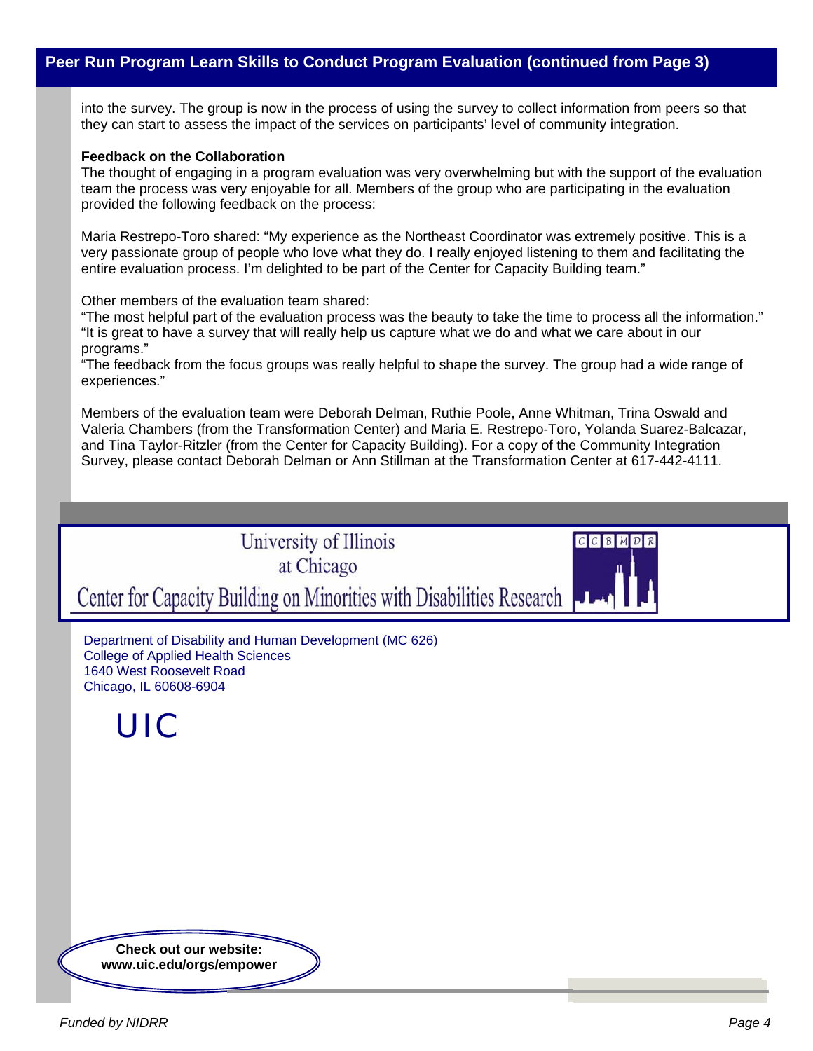## Peer Run Program Learn Skills to Conduct Program Evaluation (continued from Page 3)

into the survey. The group is now in the process of using the survey to collect information from peers so that they can start to assess the impact of the services on participants' level of community integration.

**Feedback on the Collaboration**

The thought of engaging in a program evaluation was very overwhelming but with the support of the evaluation team the process was very enjoyable for all. Members of the group who are participating in the evaluation provided the following feedback on the process:

Maria Restrepo-Toro shared: "My experience as the Northeast Coordinator was extremely positive. This is a very passionate group of people who love what they do. I really enjoyed listening to them and facilitating the entire evaluation process. I'm delighted to be part of the Center for Capacity Building team."

Other members of the evaluation team shared:
"The most helpful part of the evaluation process was the beauty to take the time to process all the information."
"It is great to have a survey that will really help us capture what we do and what we care about in our programs."
"The feedback from the focus groups was really helpful to shape the survey. The group had a wide range of experiences."

Members of the evaluation team were Deborah Delman, Ruthie Poole, Anne Whitman, Trina Oswald and Valeria Chambers (from the Transformation Center) and Maria E. Restrepo-Toro, Yolanda Suarez-Balcazar, and Tina Taylor-Ritzler (from the Center for Capacity Building). For a copy of the Community Integration Survey, please contact Deborah Delman or Ann Stillman at the Transformation Center at 617-442-4111.

University of Illinois
at Chicago

Center for Capacity Building on Minorities with Disabilities Research

CCBMDR

Department of Disability and Human Development (MC 626)
College of Applied Health Sciences
1640 West Roosevelt Road
Chicago, IL 60608-6904

UIC

**Check out our website:**
**www.uic.edu/orgs/empower**

*Funded by NIDRR*